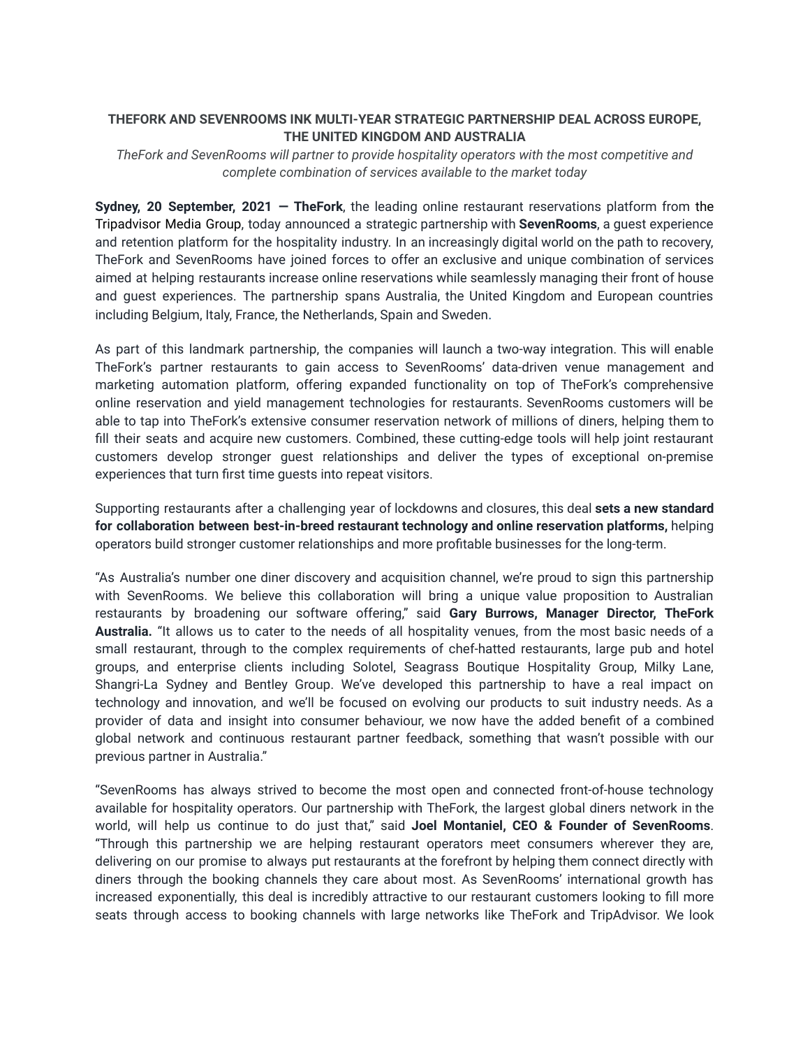**THEFORK AND SEVENROOMS INK MULTI-YEAR STRATEGIC PARTNERSHIP DEAL ACROSS EUROPE, THE UNITED KINGDOM AND AUSTRALIA**

*TheFork and SevenRooms will partner to provide hospitality operators with the most competitive and complete combination of services available to the market today*

**Sydney, 20 September, 2021 — TheFork**, the leading online restaurant reservations platform from the Tripadvisor Media Group, today announced a strategic partnership with **SevenRooms**, a guest experience and retention platform for the hospitality industry. In an increasingly digital world on the path to recovery, TheFork and SevenRooms have joined forces to offer an exclusive and unique combination of services aimed at helping restaurants increase online reservations while seamlessly managing their front of house and guest experiences. The partnership spans Australia, the United Kingdom and European countries including Belgium, Italy, France, the Netherlands, Spain and Sweden.

As part of this landmark partnership, the companies will launch a two-way integration. This will enable TheFork's partner restaurants to gain access to SevenRooms' data-driven venue management and marketing automation platform, offering expanded functionality on top of TheFork's comprehensive online reservation and yield management technologies for restaurants. SevenRooms customers will be able to tap into TheFork's extensive consumer reservation network of millions of diners, helping them to fill their seats and acquire new customers. Combined, these cutting-edge tools will help joint restaurant customers develop stronger guest relationships and deliver the types of exceptional on-premise experiences that turn first time guests into repeat visitors.

Supporting restaurants after a challenging year of lockdowns and closures, this deal **sets a new standard for collaboration between best-in-breed restaurant technology and online reservation platforms,** helping operators build stronger customer relationships and more profitable businesses for the long-term.

"As Australia's number one diner discovery and acquisition channel, we're proud to sign this partnership with SevenRooms. We believe this collaboration will bring a unique value proposition to Australian restaurants by broadening our software offering," said **Gary Burrows, Manager Director, TheFork Australia.** "It allows us to cater to the needs of all hospitality venues, from the most basic needs of a small restaurant, through to the complex requirements of chef-hatted restaurants, large pub and hotel groups, and enterprise clients including Solotel, Seagrass Boutique Hospitality Group, Milky Lane, Shangri-La Sydney and Bentley Group. We've developed this partnership to have a real impact on technology and innovation, and we'll be focused on evolving our products to suit industry needs. As a provider of data and insight into consumer behaviour, we now have the added benefit of a combined global network and continuous restaurant partner feedback, something that wasn't possible with our previous partner in Australia."

"SevenRooms has always strived to become the most open and connected front-of-house technology available for hospitality operators. Our partnership with TheFork, the largest global diners network in the world, will help us continue to do just that," said **Joel Montaniel, CEO & Founder of SevenRooms**. "Through this partnership we are helping restaurant operators meet consumers wherever they are, delivering on our promise to always put restaurants at the forefront by helping them connect directly with diners through the booking channels they care about most. As SevenRooms' international growth has increased exponentially, this deal is incredibly attractive to our restaurant customers looking to fill more seats through access to booking channels with large networks like TheFork and TripAdvisor. We look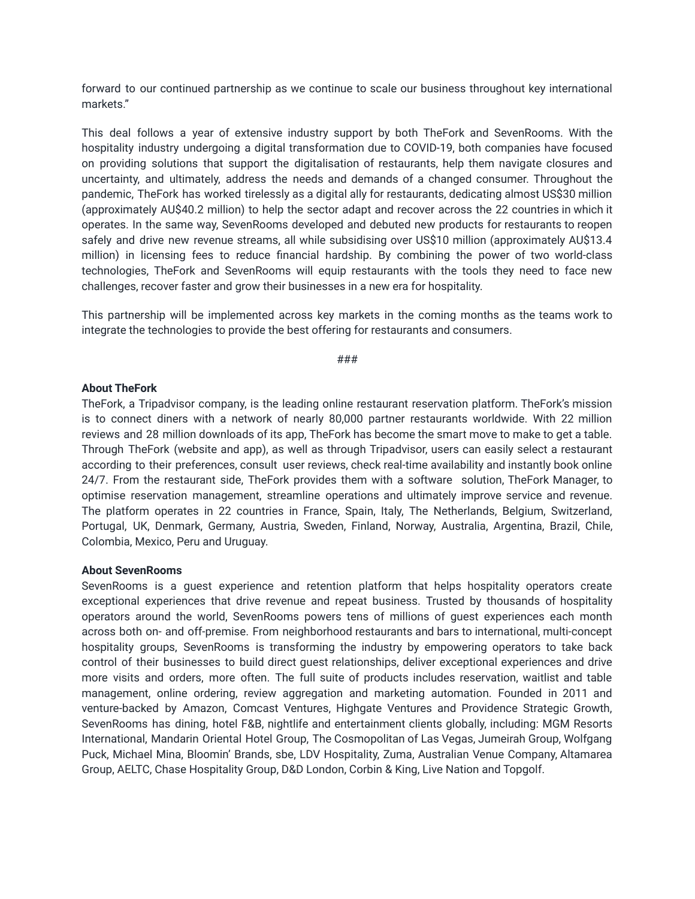forward to our continued partnership as we continue to scale our business throughout key international markets."

This deal follows a year of extensive industry support by both TheFork and SevenRooms. With the hospitality industry undergoing a digital transformation due to COVID-19, both companies have focused on providing solutions that support the digitalisation of restaurants, help them navigate closures and uncertainty, and ultimately, address the needs and demands of a changed consumer. Throughout the pandemic, TheFork has worked tirelessly as a digital ally for restaurants, dedicating almost US$30 million (approximately AU$40.2 million) to help the sector adapt and recover across the 22 countries in which it operates. In the same way, SevenRooms developed and debuted new products for restaurants to reopen safely and drive new revenue streams, all while subsidising over US$10 million (approximately AU$13.4 million) in licensing fees to reduce financial hardship. By combining the power of two world-class technologies, TheFork and SevenRooms will equip restaurants with the tools they need to face new challenges, recover faster and grow their businesses in a new era for hospitality.

This partnership will be implemented across key markets in the coming months as the teams work to integrate the technologies to provide the best offering for restaurants and consumers.

###

**About TheFork**

TheFork, a Tripadvisor company, is the leading online restaurant reservation platform. TheFork's mission is to connect diners with a network of nearly 80,000 partner restaurants worldwide. With 22 million reviews and 28 million downloads of its app, TheFork has become the smart move to make to get a table. Through TheFork (website and app), as well as through Tripadvisor, users can easily select a restaurant according to their preferences, consult user reviews, check real-time availability and instantly book online 24/7. From the restaurant side, TheFork provides them with a software solution, TheFork Manager, to optimise reservation management, streamline operations and ultimately improve service and revenue. The platform operates in 22 countries in France, Spain, Italy, The Netherlands, Belgium, Switzerland, Portugal, UK, Denmark, Germany, Austria, Sweden, Finland, Norway, Australia, Argentina, Brazil, Chile, Colombia, Mexico, Peru and Uruguay.

**About SevenRooms**

SevenRooms is a guest experience and retention platform that helps hospitality operators create exceptional experiences that drive revenue and repeat business. Trusted by thousands of hospitality operators around the world, SevenRooms powers tens of millions of guest experiences each month across both on- and off-premise. From neighborhood restaurants and bars to international, multi-concept hospitality groups, SevenRooms is transforming the industry by empowering operators to take back control of their businesses to build direct guest relationships, deliver exceptional experiences and drive more visits and orders, more often. The full suite of products includes reservation, waitlist and table management, online ordering, review aggregation and marketing automation. Founded in 2011 and venture-backed by Amazon, Comcast Ventures, Highgate Ventures and Providence Strategic Growth, SevenRooms has dining, hotel F&B, nightlife and entertainment clients globally, including: MGM Resorts International, Mandarin Oriental Hotel Group, The Cosmopolitan of Las Vegas, Jumeirah Group, Wolfgang Puck, Michael Mina, Bloomin' Brands, sbe, LDV Hospitality, Zuma, Australian Venue Company, Altamarea Group, AELTC, Chase Hospitality Group, D&D London, Corbin & King, Live Nation and Topgolf.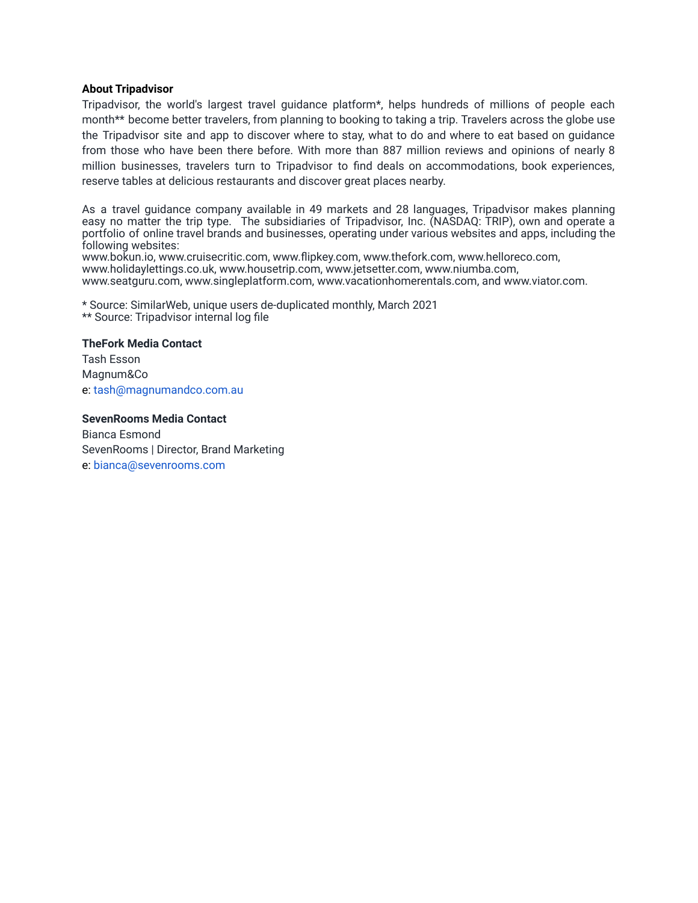**About Tripadvisor**

Tripadvisor, the world's largest travel guidance platform*, helps hundreds of millions of people each month** become better travelers, from planning to booking to taking a trip. Travelers across the globe use the Tripadvisor site and app to discover where to stay, what to do and where to eat based on guidance from those who have been there before. With more than 887 million reviews and opinions of nearly 8 million businesses, travelers turn to Tripadvisor to find deals on accommodations, book experiences, reserve tables at delicious restaurants and discover great places nearby.

As a travel guidance company available in 49 markets and 28 languages, Tripadvisor makes planning easy no matter the trip type. The subsidiaries of Tripadvisor, Inc. (NASDAQ: TRIP), own and operate a portfolio of online travel brands and businesses, operating under various websites and apps, including the following websites:
www.bokun.io, www.cruisecritic.com, www.flipkey.com, www.thefork.com, www.helloreco.com, www.holidaylettings.co.uk, www.housetrip.com, www.jetsetter.com, www.niumba.com, www.seatguru.com, www.singleplatform.com, www.vacationhomerentals.com, and www.viator.com.

* Source: SimilarWeb, unique users de-duplicated monthly, March 2021
** Source: Tripadvisor internal log file

**TheFork Media Contact**
Tash Esson
Magnum&Co
e: tash@magnumandco.com.au

**SevenRooms Media Contact**
Bianca Esmond
SevenRooms | Director, Brand Marketing
e: bianca@sevenrooms.com